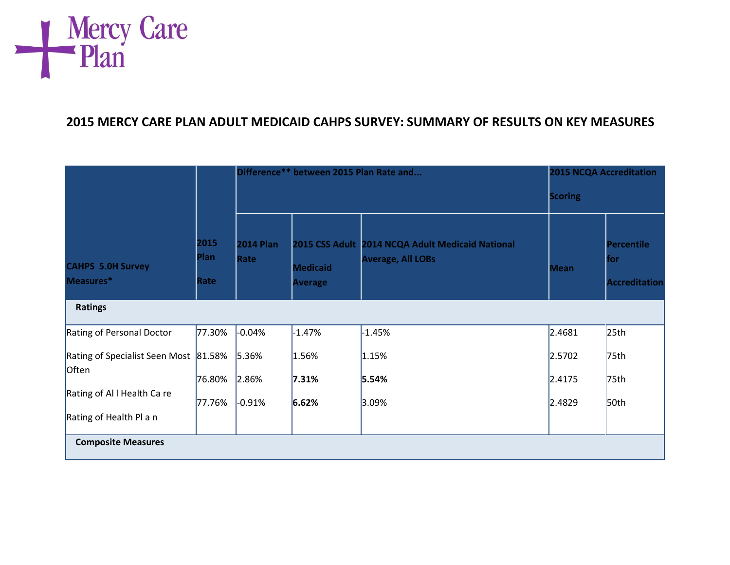Mercy Care Plan

## 2015 MERCY CARE PLAN ADULT MEDICAID CAHPS SURVEY: SUMMARY OF RESULTS ON KEY MEASURES

| CAHPS 5.0H Survey Measures* | 2015 Plan Rate | Difference** between 2015 Plan Rate and... | | | 2015 NCQA Accreditation Scoring | |
|---|---|---|---|---|---|---|
| | | 2014 Plan Rate | 2015 CSS Adult Medicaid Average | 2014 NCQA Adult Medicaid National Average, All LOBs | Mean | Percentile for Accreditation |
| **Ratings** | | | | | | |
| Rating of Personal Doctor | 77.30% | -0.04% | -1.47% | -1.45% | 2.4681 | 25th |
| Rating of Specialist Seen Most Often | 81.58% | 5.36% | 1.56% | 1.15% | 2.5702 | 75th |
| Rating of All Health Care | 76.80% | 2.86% | **7.31%** | **5.54%** | 2.4175 | 75th |
| Rating of Health Plan | 77.76% | -0.91% | **6.62%** | 3.09% | 2.4829 | 50th |
| **Composite Measures** | | | | | | |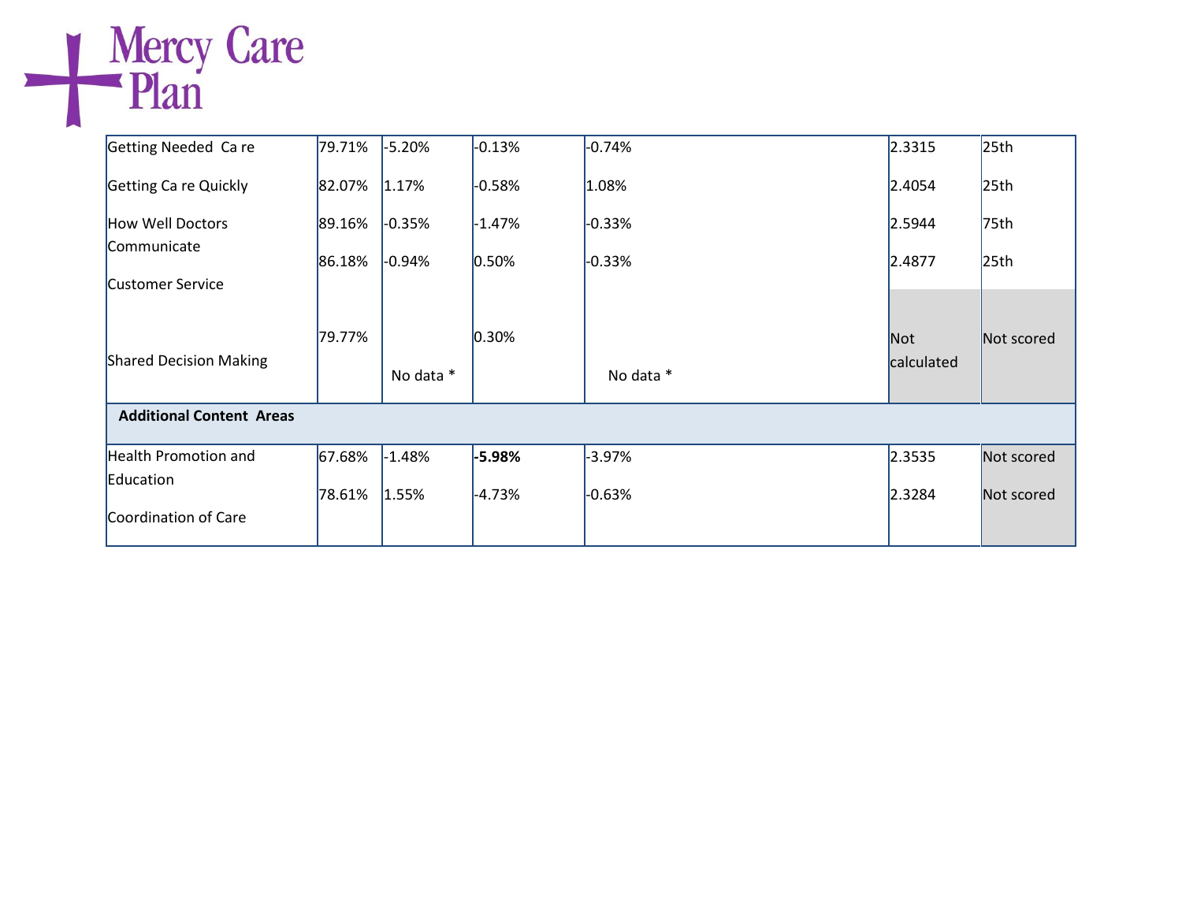| | | | | | | |
|---|---|---|---|---|---|---|
| Getting Needed Ca re | 79.71% | -5.20% | -0.13% | -0.74% | 2.3315 | 25th |
| Getting Ca re Quickly | 82.07% | 1.17% | -0.58% | 1.08% | 2.4054 | 25th |
| How Well Doctors Communicate | 89.16% | -0.35% | -1.47% | -0.33% | 2.5944 | 75th |
| Customer Service | 86.18% | -0.94% | 0.50% | -0.33% | 2.4877 | 25th |
| Shared Decision Making | 79.77% | No data * | 0.30% | No data * | Not calculated | Not scored |
| **Additional Content Areas** | | | | | | |
| Health Promotion and Education | 67.68% | -1.48% | **-5.98%** | -3.97% | 2.3535 | Not scored |
| Coordination of Care | 78.61% | 1.55% | -4.73% | -0.63% | 2.3284 | Not scored |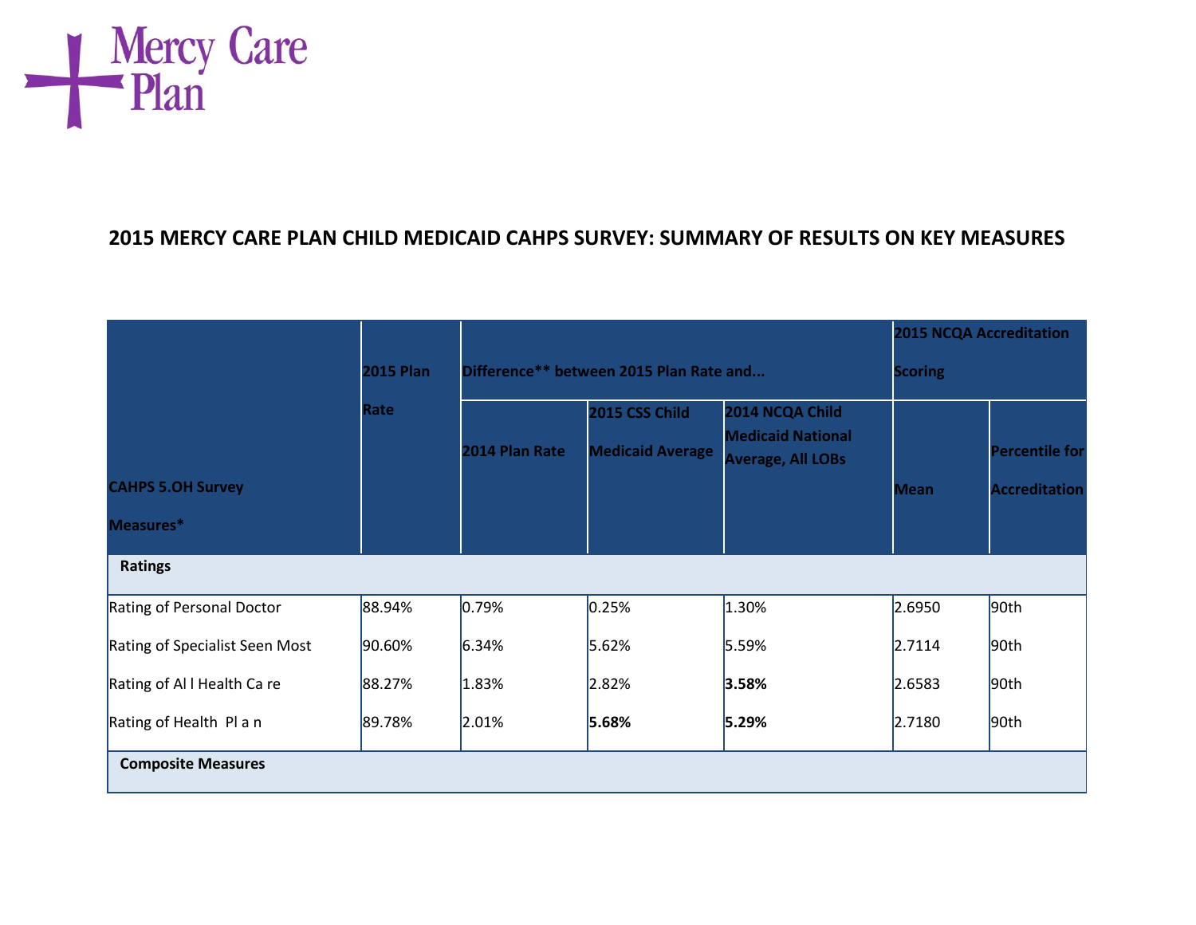Mercy Care Plan

## 2015 MERCY CARE PLAN CHILD MEDICAID CAHPS SURVEY: SUMMARY OF RESULTS ON KEY MEASURES

| CAHPS 5.OH Survey Measures* | 2015 Plan Rate | Difference** between 2015 Plan Rate and... | | | 2015 NCQA Accreditation Scoring | |
|---|---|---|---|---|---|---|
| | | 2014 Plan Rate | 2015 CSS Child Medicaid Average | 2014 NCQA Child Medicaid National Average, All LOBs | Mean | Percentile for Accreditation |
| **Ratings** | | | | | | |
| Rating of Personal Doctor | 88.94% | 0.79% | 0.25% | 1.30% | 2.6950 | 90th |
| Rating of Specialist Seen Most | 90.60% | 6.34% | 5.62% | 5.59% | 2.7114 | 90th |
| Rating of All Health Care | 88.27% | 1.83% | 2.82% | **3.58%** | 2.6583 | 90th |
| Rating of Health Plan | 89.78% | 2.01% | **5.68%** | **5.29%** | 2.7180 | 90th |
| **Composite Measures** | | | | | | |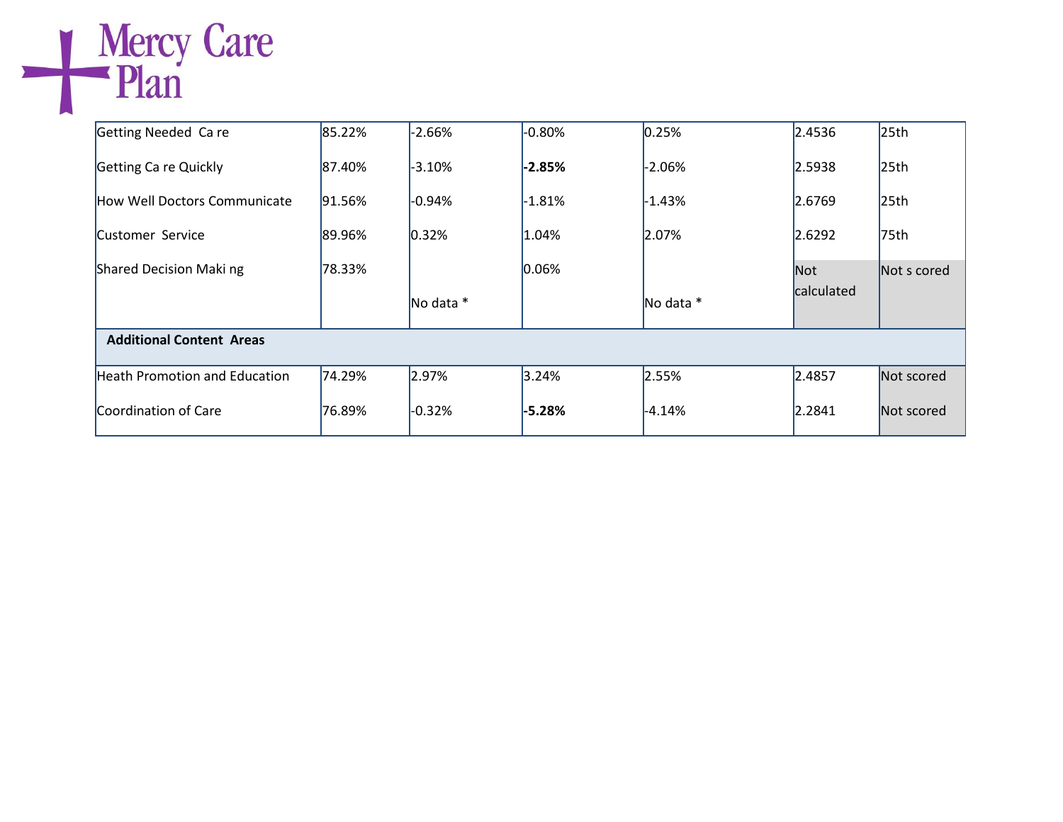| | | | | | | |
|---|---|---|---|---|---|---|
| Getting Needed Care | 85.22% | -2.66% | -0.80% | 0.25% | 2.4536 | 25th |
| Getting Care Quickly | 87.40% | -3.10% | **-2.85%** | -2.06% | 2.5938 | 25th |
| How Well Doctors Communicate | 91.56% | -0.94% | -1.81% | -1.43% | 2.6769 | 25th |
| Customer Service | 89.96% | 0.32% | 1.04% | 2.07% | 2.6292 | 75th |
| Shared Decision Making | 78.33% | No data * | 0.06% | No data * | Not calculated | Not scored |
| **Additional Content Areas** | | | | | | |
| Heath Promotion and Education | 74.29% | 2.97% | 3.24% | 2.55% | 2.4857 | Not scored |
| Coordination of Care | 76.89% | -0.32% | **-5.28%** | -4.14% | 2.2841 | Not scored |